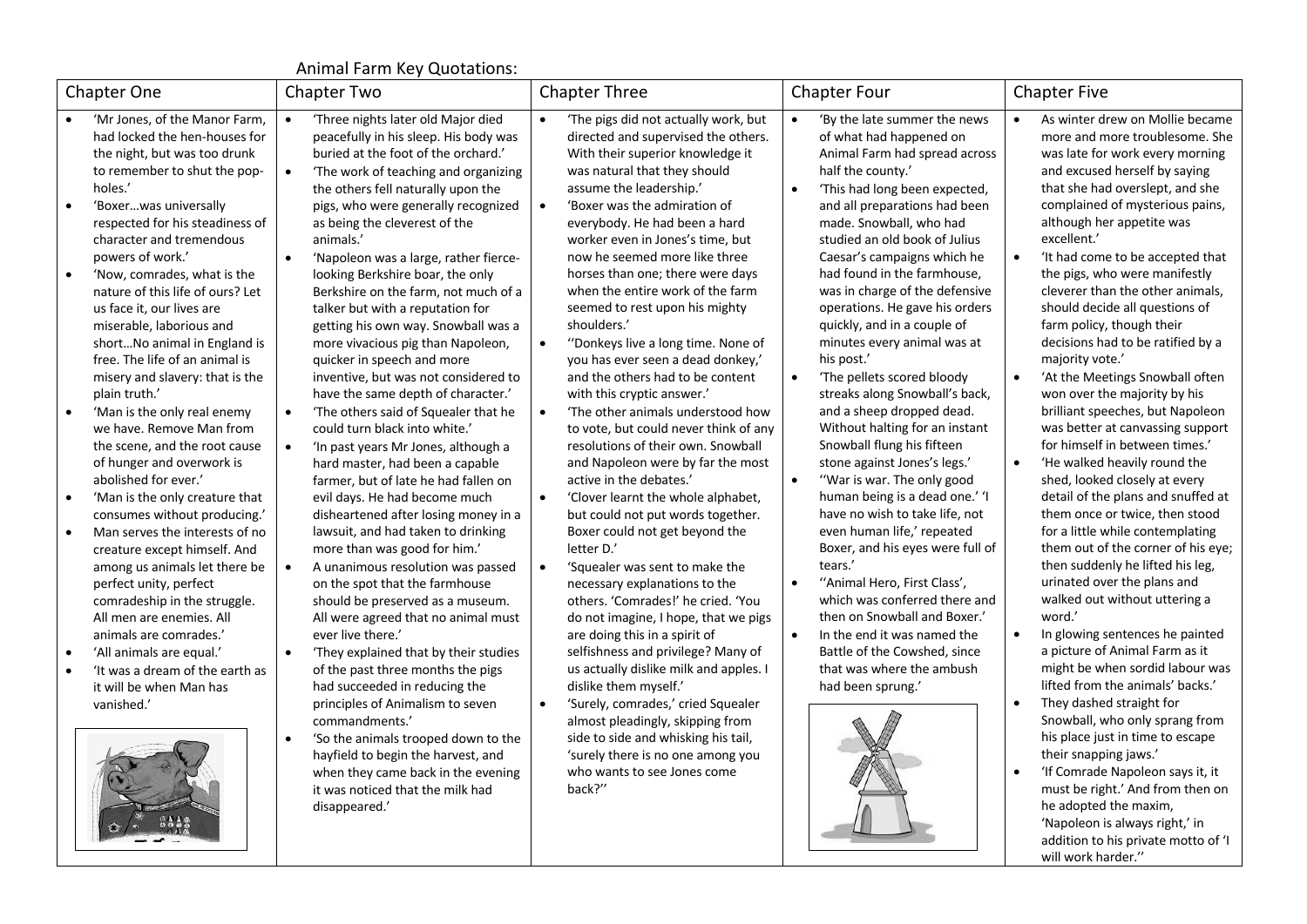# Animal Farm Key Quotations:

## Chapter One

- 'Mr Jones, of the Manor Farm, had locked the hen-houses for the night, but was too drunk to remember to shut the pop-holes.'
- 'Boxer…was universally respected for his steadiness of character and tremendous powers of work.'
- 'Now, comrades, what is the nature of this life of ours? Let us face it, our lives are miserable, laborious and short…No animal in England is free. The life of an animal is misery and slavery: that is the plain truth.'
- 'Man is the only real enemy we have. Remove Man from the scene, and the root cause of hunger and overwork is abolished for ever.'
- 'Man is the only creature that consumes without producing.'
- Man serves the interests of no creature except himself. And among us animals let there be perfect unity, perfect comradeship in the struggle. All men are enemies. All animals are comrades.'
- 'All animals are equal.'
- 'It was a dream of the earth as it will be when Man has vanished.'

## Chapter Two

- 'Three nights later old Major died peacefully in his sleep. His body was buried at the foot of the orchard.'
- 'The work of teaching and organizing the others fell naturally upon the pigs, who were generally recognized as being the cleverest of the animals.'
- 'Napoleon was a large, rather fierce-looking Berkshire boar, the only Berkshire on the farm, not much of a talker but with a reputation for getting his own way. Snowball was a more vivacious pig than Napoleon, quicker in speech and more inventive, but was not considered to have the same depth of character.'
- 'The others said of Squealer that he could turn black into white.'
- 'In past years Mr Jones, although a hard master, had been a capable farmer, but of late he had fallen on evil days. He had become much disheartened after losing money in a lawsuit, and had taken to drinking more than was good for him.'
- A unanimous resolution was passed on the spot that the farmhouse should be preserved as a museum. All were agreed that no animal must ever live there.'
- 'They explained that by their studies of the past three months the pigs had succeeded in reducing the principles of Animalism to seven commandments.'
- 'So the animals trooped down to the hayfield to begin the harvest, and when they came back in the evening it was noticed that the milk had disappeared.'

## Chapter Three

- 'The pigs did not actually work, but directed and supervised the others. With their superior knowledge it was natural that they should assume the leadership.'
- 'Boxer was the admiration of everybody. He had been a hard worker even in Jones's time, but now he seemed more like three horses than one; there were days when the entire work of the farm seemed to rest upon his mighty shoulders.'
- ''Donkeys live a long time. None of you has ever seen a dead donkey,' and the others had to be content with this cryptic answer.'
- 'The other animals understood how to vote, but could never think of any resolutions of their own. Snowball and Napoleon were by far the most active in the debates.'
- 'Clover learnt the whole alphabet, but could not put words together. Boxer could not get beyond the letter D.'
- 'Squealer was sent to make the necessary explanations to the others. 'Comrades!' he cried. 'You do not imagine, I hope, that we pigs are doing this in a spirit of selfishness and privilege? Many of us actually dislike milk and apples. I dislike them myself.'
- 'Surely, comrades,' cried Squealer almost pleadingly, skipping from side to side and whisking his tail, 'surely there is no one among you who wants to see Jones come back?''

## Chapter Four

- 'By the late summer the news of what had happened on Animal Farm had spread across half the county.'
- 'This had long been expected, and all preparations had been made. Snowball, who had studied an old book of Julius Caesar's campaigns which he had found in the farmhouse, was in charge of the defensive operations. He gave his orders quickly, and in a couple of minutes every animal was at his post.'
- 'The pellets scored bloody streaks along Snowball's back, and a sheep dropped dead. Without halting for an instant Snowball flung his fifteen stone against Jones's legs.'
- ''War is war. The only good human being is a dead one.' 'I have no wish to take life, not even human life,' repeated Boxer, and his eyes were full of tears.'
- ''Animal Hero, First Class', which was conferred there and then on Snowball and Boxer.'
- In the end it was named the Battle of the Cowshed, since that was where the ambush had been sprung.'

## Chapter Five

- As winter drew on Mollie became more and more troublesome. She was late for work every morning and excused herself by saying that she had overslept, and she complained of mysterious pains, although her appetite was excellent.'
- 'It had come to be accepted that the pigs, who were manifestly cleverer than the other animals, should decide all questions of farm policy, though their decisions had to be ratified by a majority vote.'
- 'At the Meetings Snowball often won over the majority by his brilliant speeches, but Napoleon was better at canvassing support for himself in between times.'
- 'He walked heavily round the shed, looked closely at every detail of the plans and snuffed at them once or twice, then stood for a little while contemplating them out of the corner of his eye; then suddenly he lifted his leg, urinated over the plans and walked out without uttering a word.'
- In glowing sentences he painted a picture of Animal Farm as it might be when sordid labour was lifted from the animals' backs.'
- They dashed straight for Snowball, who only sprang from his place just in time to escape their snapping jaws.'
- 'If Comrade Napoleon says it, it must be right.' And from then on he adopted the maxim, 'Napoleon is always right,' in addition to his private motto of 'I will work harder.''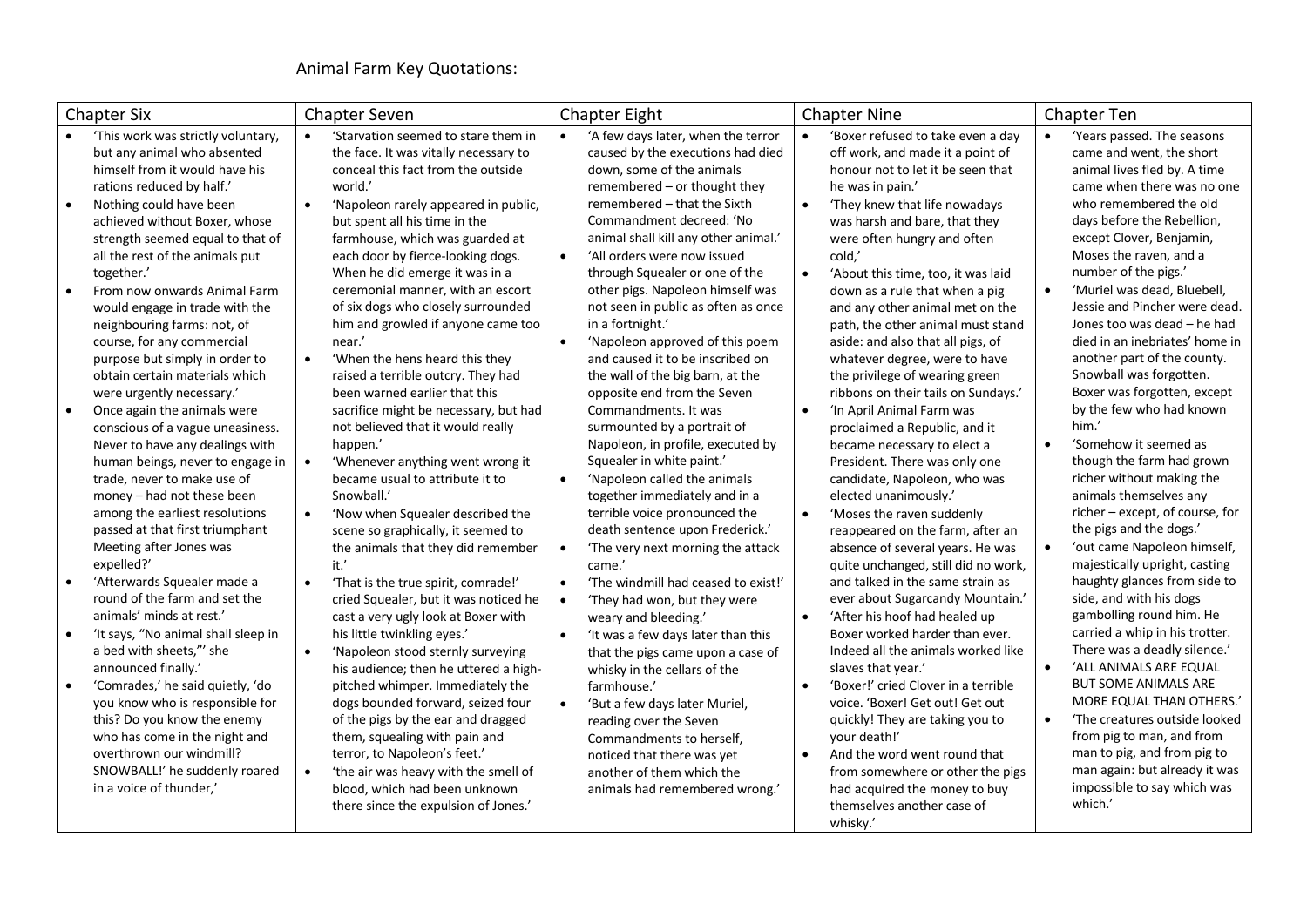# Animal Farm Key Quotations:

| Chapter Six | Chapter Seven | Chapter Eight | Chapter Nine | Chapter Ten |
|---|---|---|---|---|
| • 'This work was strictly voluntary, but any animal who absented himself from it would have his rations reduced by half.'<br>• Nothing could have been achieved without Boxer, whose strength seemed equal to that of all the rest of the animals put together.'<br>• From now onwards Animal Farm would engage in trade with the neighbouring farms: not, of course, for any commercial purpose but simply in order to obtain certain materials which were urgently necessary.'<br>• Once again the animals were conscious of a vague uneasiness. Never to have any dealings with human beings, never to engage in trade, never to make use of money – had not these been among the earliest resolutions passed at that first triumphant Meeting after Jones was expelled?'<br>• 'Afterwards Squealer made a round of the farm and set the animals' minds at rest.'<br>• 'It says, "No animal shall sleep in a bed with sheets,"' she announced finally.'<br>• 'Comrades,' he said quietly, 'do you know who is responsible for this? Do you know the enemy who has come in the night and overthrown our windmill? SNOWBALL!' he suddenly roared in a voice of thunder,' | • 'Starvation seemed to stare them in the face. It was vitally necessary to conceal this fact from the outside world.'<br>• 'Napoleon rarely appeared in public, but spent all his time in the farmhouse, which was guarded at each door by fierce-looking dogs. When he did emerge it was in a ceremonial manner, with an escort of six dogs who closely surrounded him and growled if anyone came too near.'<br>• 'When the hens heard this they raised a terrible outcry. They had been warned earlier that this sacrifice might be necessary, but had not believed that it would really happen.'<br>• 'Whenever anything went wrong it became usual to attribute it to Snowball.'<br>• 'Now when Squealer described the scene so graphically, it seemed to the animals that they did remember it.'<br>• 'That is the true spirit, comrade!' cried Squealer, but it was noticed he cast a very ugly look at Boxer with his little twinkling eyes.'<br>• 'Napoleon stood sternly surveying his audience; then he uttered a high-pitched whimper. Immediately the dogs bounded forward, seized four of the pigs by the ear and dragged them, squealing with pain and terror, to Napoleon's feet.'<br>• 'the air was heavy with the smell of blood, which had been unknown there since the expulsion of Jones.' | • 'A few days later, when the terror caused by the executions had died down, some of the animals remembered – or thought they remembered – that the Sixth Commandment decreed: 'No animal shall kill any other animal.'<br>• 'All orders were now issued through Squealer or one of the other pigs. Napoleon himself was not seen in public as often as once in a fortnight.'<br>• 'Napoleon approved of this poem and caused it to be inscribed on the wall of the big barn, at the opposite end from the Seven Commandments. It was surmounted by a portrait of Napoleon, in profile, executed by Squealer in white paint.'<br>• 'Napoleon called the animals together immediately and in a terrible voice pronounced the death sentence upon Frederick.'<br>• 'The very next morning the attack came.'<br>• 'The windmill had ceased to exist!'<br>• 'They had won, but they were weary and bleeding.'<br>• 'It was a few days later than this that the pigs came upon a case of whisky in the cellars of the farmhouse.'<br>• 'But a few days later Muriel, reading over the Seven Commandments to herself, noticed that there was yet another of them which the animals had remembered wrong.' | • 'Boxer refused to take even a day off work, and made it a point of honour not to let it be seen that he was in pain.'<br>• 'They knew that life nowadays was harsh and bare, that they were often hungry and often cold,'<br>• 'About this time, too, it was laid down as a rule that when a pig and any other animal met on the path, the other animal must stand aside: and also that all pigs, of whatever degree, were to have the privilege of wearing green ribbons on their tails on Sundays.'<br>• 'In April Animal Farm was proclaimed a Republic, and it became necessary to elect a President. There was only one candidate, Napoleon, who was elected unanimously.'<br>• 'Moses the raven suddenly reappeared on the farm, after an absence of several years. He was quite unchanged, still did no work, and talked in the same strain as ever about Sugarcandy Mountain.'<br>• 'After his hoof had healed up Boxer worked harder than ever. Indeed all the animals worked like slaves that year.'<br>• 'Boxer!' cried Clover in a terrible voice. 'Boxer! Get out! Get out quickly! They are taking you to your death!'<br>• And the word went round that from somewhere or other the pigs had acquired the money to buy themselves another case of whisky.' | • 'Years passed. The seasons came and went, the short animal lives fled by. A time came when there was no one who remembered the old days before the Rebellion, except Clover, Benjamin, Moses the raven, and a number of the pigs.'<br>• 'Muriel was dead, Bluebell, Jessie and Pincher were dead. Jones too was dead – he had died in an inebriates' home in another part of the county. Snowball was forgotten. Boxer was forgotten, except by the few who had known him.'<br>• 'Somehow it seemed as though the farm had grown richer without making the animals themselves any richer – except, of course, for the pigs and the dogs.'<br>• 'out came Napoleon himself, majestically upright, casting haughty glances from side to side, and with his dogs gambolling round him. He carried a whip in his trotter. There was a deadly silence.'<br>• 'ALL ANIMALS ARE EQUAL BUT SOME ANIMALS ARE MORE EQUAL THAN OTHERS.'<br>• 'The creatures outside looked from pig to man, and from man to pig, and from pig to man again: but already it was impossible to say which was which.' |